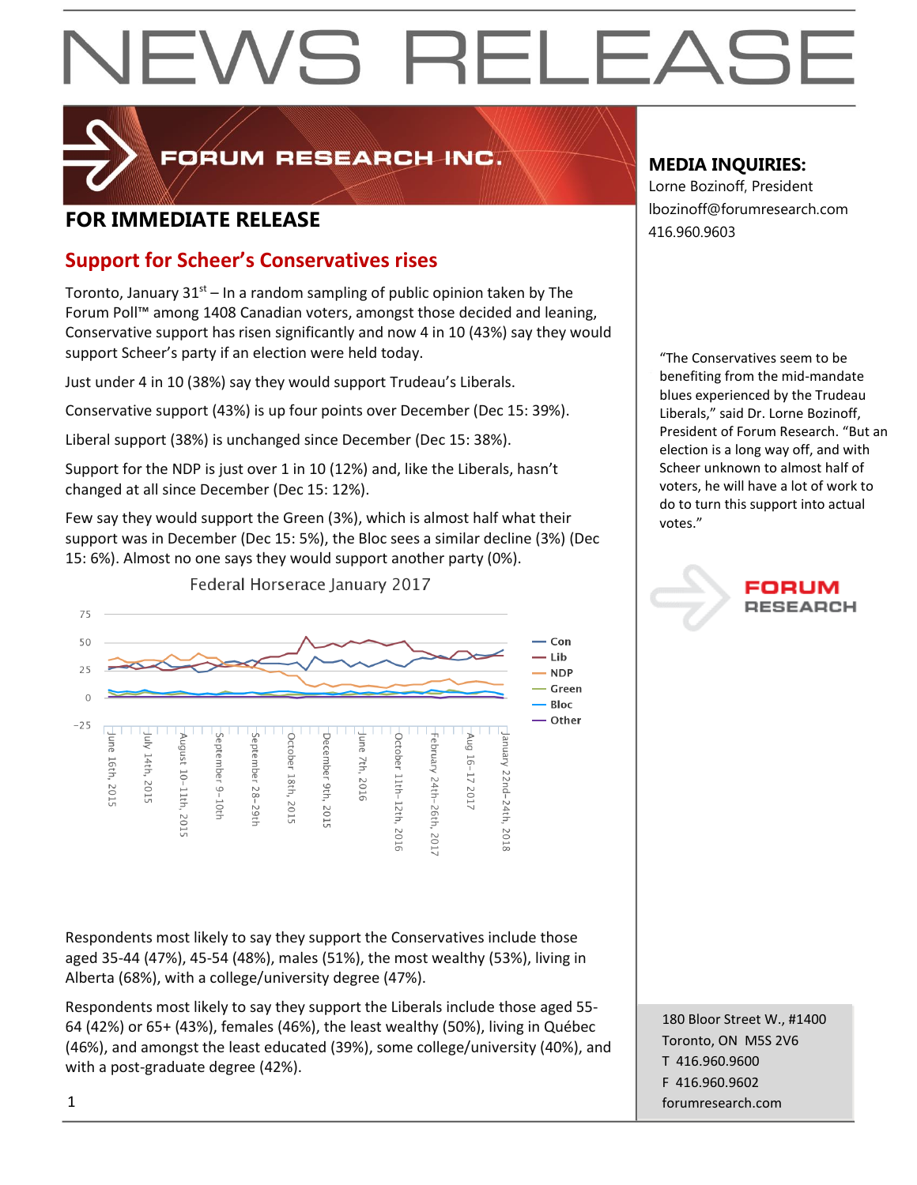# NEWS RELEASE

FORUM RESEARCH INC.

## FOR IMMEDIATE RELEASE

## Support for Scheer's Conservatives rises

Toronto, January 31st – In a random sampling of public opinion taken by The Forum Poll™ among 1408 Canadian voters, amongst those decided and leaning, Conservative support has risen significantly and now 4 in 10 (43%) say they would support Scheer's party if an election were held today.

Just under 4 in 10 (38%) say they would support Trudeau's Liberals.

Conservative support (43%) is up four points over December (Dec 15: 39%).

Liberal support (38%) is unchanged since December (Dec 15: 38%).

Support for the NDP is just over 1 in 10 (12%) and, like the Liberals, hasn't changed at all since December (Dec 15: 12%).

Few say they would support the Green (3%), which is almost half what their support was in December (Dec 15: 5%), the Bloc sees a similar decline (3%) (Dec 15: 6%). Almost no one says they would support another party (0%).

Federal Horserace January 2017

75
50
25
0
−25

Con
Lib
NDP
Green
Bloc
Other

June 16th, 2015
July 14th, 2015
August 10-11th, 2015
September 9-10th
September 28-29th
October 18th, 2015
December 9th, 2015
June 7th, 2016
October 11th-12th, 2016
February 24th-26th, 2017
Aug 16-17 2017
January 22nd-24th, 2018

Respondents most likely to say they support the Conservatives include those aged 35-44 (47%), 45-54 (48%), males (51%), the most wealthy (53%), living in Alberta (68%), with a college/university degree (47%).

Respondents most likely to say they support the Liberals include those aged 55-64 (42%) or 65+ (43%), females (46%), the least wealthy (50%), living in Québec (46%), and amongst the least educated (39%), some college/university (40%), and with a post-graduate degree (42%).

**MEDIA INQUIRIES:**
Lorne Bozinoff, President
lbozinoff@forumresearch.com
416.960.9603

"The Conservatives seem to be benefiting from the mid-mandate blues experienced by the Trudeau Liberals," said Dr. Lorne Bozinoff, President of Forum Research. "But an election is a long way off, and with Scheer unknown to almost half of voters, he will have a lot of work to do to turn this support into actual votes."

FORUM RESEARCH

180 Bloor Street W., #1400
Toronto, ON M5S 2V6
T 416.960.9600
F 416.960.9602
forumresearch.com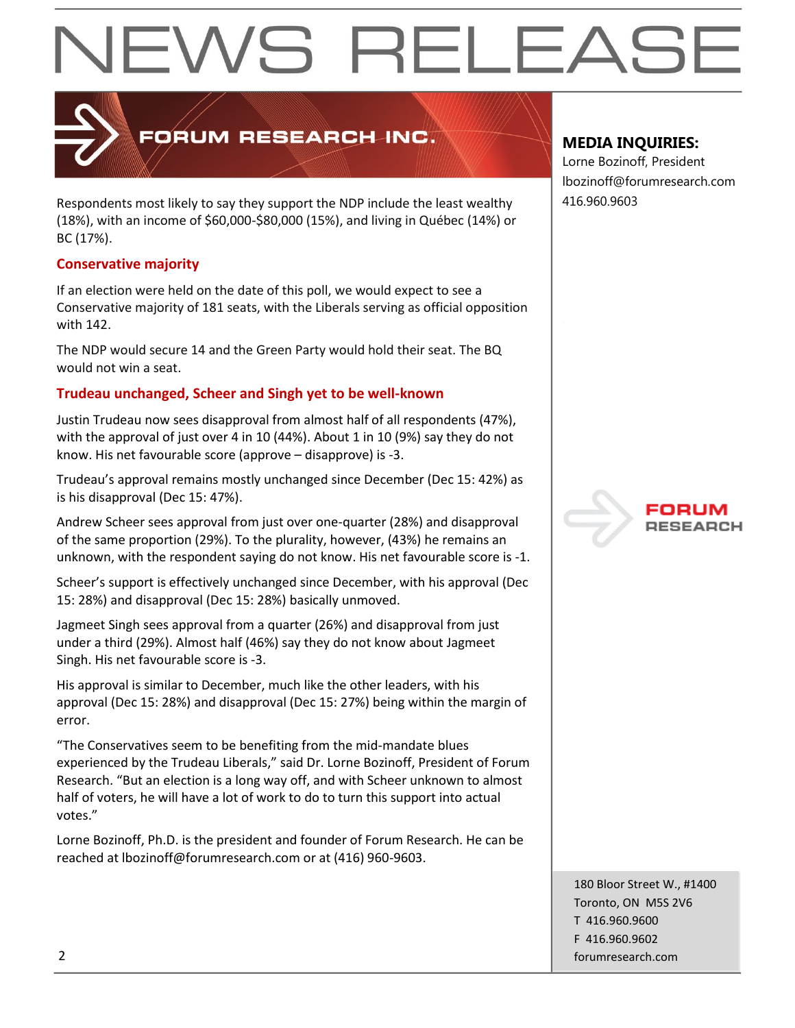Respondents most likely to say they support the NDP include the least wealthy (18%), with an income of $60,000-$80,000 (15%), and living in Québec (14%) or BC (17%).

## Conservative majority

If an election were held on the date of this poll, we would expect to see a Conservative majority of 181 seats, with the Liberals serving as official opposition with 142.

The NDP would secure 14 and the Green Party would hold their seat. The BQ would not win a seat.

## Trudeau unchanged, Scheer and Singh yet to be well-known

Justin Trudeau now sees disapproval from almost half of all respondents (47%), with the approval of just over 4 in 10 (44%). About 1 in 10 (9%) say they do not know. His net favourable score (approve – disapprove) is -3.

Trudeau's approval remains mostly unchanged since December (Dec 15: 42%) as is his disapproval (Dec 15: 47%).

Andrew Scheer sees approval from just over one-quarter (28%) and disapproval of the same proportion (29%). To the plurality, however, (43%) he remains an unknown, with the respondent saying do not know. His net favourable score is -1.

Scheer's support is effectively unchanged since December, with his approval (Dec 15: 28%) and disapproval (Dec 15: 28%) basically unmoved.

Jagmeet Singh sees approval from a quarter (26%) and disapproval from just under a third (29%). Almost half (46%) say they do not know about Jagmeet Singh. His net favourable score is -3.

His approval is similar to December, much like the other leaders, with his approval (Dec 15: 28%) and disapproval (Dec 15: 27%) being within the margin of error.

"The Conservatives seem to be benefiting from the mid-mandate blues experienced by the Trudeau Liberals," said Dr. Lorne Bozinoff, President of Forum Research. "But an election is a long way off, and with Scheer unknown to almost half of voters, he will have a lot of work to do to turn this support into actual votes."

Lorne Bozinoff, Ph.D. is the president and founder of Forum Research. He can be reached at lbozinoff@forumresearch.com or at (416) 960-9603.

**MEDIA INQUIRIES:**
Lorne Bozinoff, President
lbozinoff@forumresearch.com
416.960.9603

180 Bloor Street W., #1400
Toronto, ON M5S 2V6
T 416.960.9600
F 416.960.9602
forumresearch.com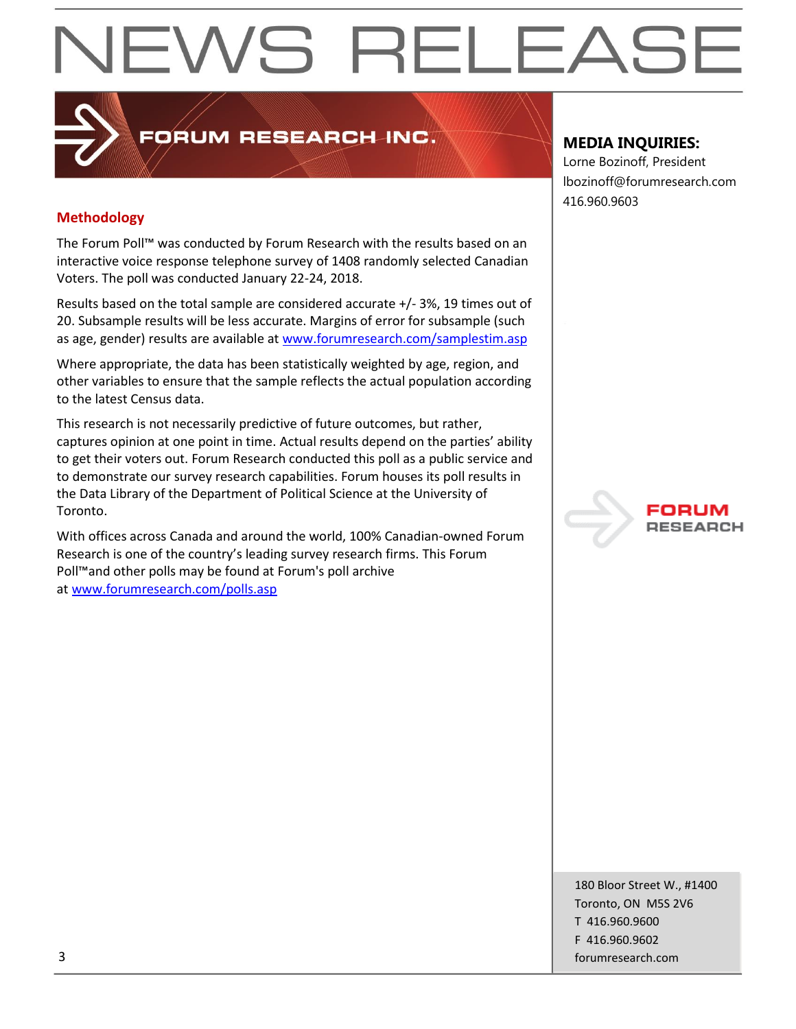# NEWS RELEASE

FORUM RESEARCH INC.

**MEDIA INQUIRIES:**
Lorne Bozinoff, President
lbozinoff@forumresearch.com
416.960.9603

## Methodology

The Forum Poll™ was conducted by Forum Research with the results based on an interactive voice response telephone survey of 1408 randomly selected Canadian Voters. The poll was conducted January 22-24, 2018.

Results based on the total sample are considered accurate +/- 3%, 19 times out of 20. Subsample results will be less accurate. Margins of error for subsample (such as age, gender) results are available at [www.forumresearch.com/samplestim.asp](www.forumresearch.com/samplestim.asp)

Where appropriate, the data has been statistically weighted by age, region, and other variables to ensure that the sample reflects the actual population according to the latest Census data.

This research is not necessarily predictive of future outcomes, but rather, captures opinion at one point in time. Actual results depend on the parties' ability to get their voters out. Forum Research conducted this poll as a public service and to demonstrate our survey research capabilities. Forum houses its poll results in the Data Library of the Department of Political Science at the University of Toronto.

With offices across Canada and around the world, 100% Canadian-owned Forum Research is one of the country's leading survey research firms. This Forum Poll™and other polls may be found at Forum's poll archive at [www.forumresearch.com/polls.asp](www.forumresearch.com/polls.asp)

FORUM RESEARCH

180 Bloor Street W., #1400
Toronto, ON M5S 2V6
T 416.960.9600
F 416.960.9602
forumresearch.com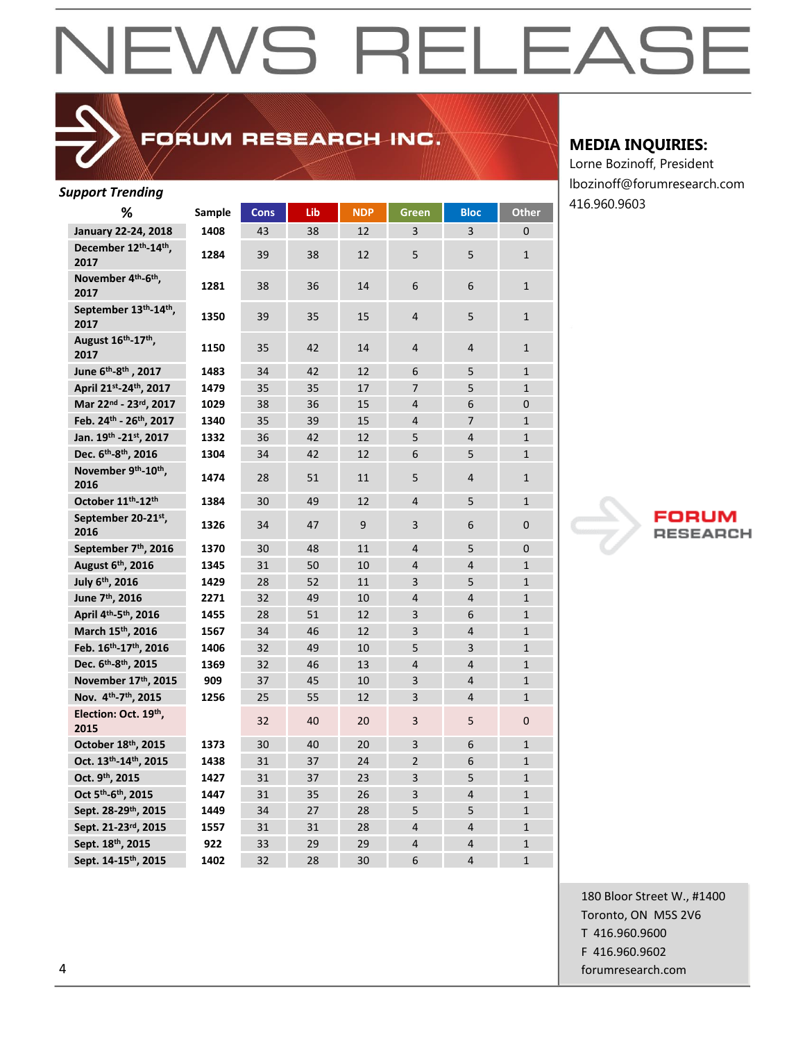# NEWS RELEASE

FORUM RESEARCH INC.

**MEDIA INQUIRIES:**
Lorne Bozinoff, President
lbozinoff@forumresearch.com
416.960.9603

***Support Trending***

| % | Sample | Cons | Lib | NDP | Green | Bloc | Other |
|---|---|---|---|---|---|---|---|
| **January 22-24, 2018** | 1408 | 43 | 38 | 12 | 3 | 3 | 0 |
| **December 12th-14th, 2017** | 1284 | 39 | 38 | 12 | 5 | 5 | 1 |
| **November 4th-6th, 2017** | 1281 | 38 | 36 | 14 | 6 | 6 | 1 |
| **September 13th-14th, 2017** | 1350 | 39 | 35 | 15 | 4 | 5 | 1 |
| **August 16th-17th, 2017** | 1150 | 35 | 42 | 14 | 4 | 4 | 1 |
| **June 6th-8th , 2017** | 1483 | 34 | 42 | 12 | 6 | 5 | 1 |
| **April 21st-24th, 2017** | 1479 | 35 | 35 | 17 | 7 | 5 | 1 |
| **Mar 22nd - 23rd, 2017** | 1029 | 38 | 36 | 15 | 4 | 6 | 0 |
| **Feb. 24th - 26th, 2017** | 1340 | 35 | 39 | 15 | 4 | 7 | 1 |
| **Jan. 19th -21st, 2017** | 1332 | 36 | 42 | 12 | 5 | 4 | 1 |
| **Dec. 6th-8th, 2016** | 1304 | 34 | 42 | 12 | 6 | 5 | 1 |
| **November 9th-10th, 2016** | 1474 | 28 | 51 | 11 | 5 | 4 | 1 |
| **October 11th-12th** | 1384 | 30 | 49 | 12 | 4 | 5 | 1 |
| **September 20-21st, 2016** | 1326 | 34 | 47 | 9 | 3 | 6 | 0 |
| **September 7th, 2016** | 1370 | 30 | 48 | 11 | 4 | 5 | 0 |
| **August 6th, 2016** | 1345 | 31 | 50 | 10 | 4 | 4 | 1 |
| **July 6th, 2016** | 1429 | 28 | 52 | 11 | 3 | 5 | 1 |
| **June 7th, 2016** | 2271 | 32 | 49 | 10 | 4 | 4 | 1 |
| **April 4th-5th, 2016** | 1455 | 28 | 51 | 12 | 3 | 6 | 1 |
| **March 15th, 2016** | 1567 | 34 | 46 | 12 | 3 | 4 | 1 |
| **Feb. 16th-17th, 2016** | 1406 | 32 | 49 | 10 | 5 | 3 | 1 |
| **Dec. 6th-8th, 2015** | 1369 | 32 | 46 | 13 | 4 | 4 | 1 |
| **November 17th, 2015** | 909 | 37 | 45 | 10 | 3 | 4 | 1 |
| **Nov. 4th-7th, 2015** | 1256 | 25 | 55 | 12 | 3 | 4 | 1 |
| **Election: Oct. 19th, 2015** | | 32 | 40 | 20 | 3 | 5 | 0 |
| **October 18th, 2015** | 1373 | 30 | 40 | 20 | 3 | 6 | 1 |
| **Oct. 13th-14th, 2015** | 1438 | 31 | 37 | 24 | 2 | 6 | 1 |
| **Oct. 9th, 2015** | 1427 | 31 | 37 | 23 | 3 | 5 | 1 |
| **Oct 5th-6th, 2015** | 1447 | 31 | 35 | 26 | 3 | 4 | 1 |
| **Sept. 28-29th, 2015** | 1449 | 34 | 27 | 28 | 5 | 5 | 1 |
| **Sept. 21-23rd, 2015** | 1557 | 31 | 31 | 28 | 4 | 4 | 1 |
| **Sept. 18th, 2015** | 922 | 33 | 29 | 29 | 4 | 4 | 1 |
| **Sept. 14-15th, 2015** | 1402 | 32 | 28 | 30 | 6 | 4 | 1 |

FORUM RESEARCH

180 Bloor Street W., #1400
Toronto, ON M5S 2V6
T 416.960.9600
F 416.960.9602
forumresearch.com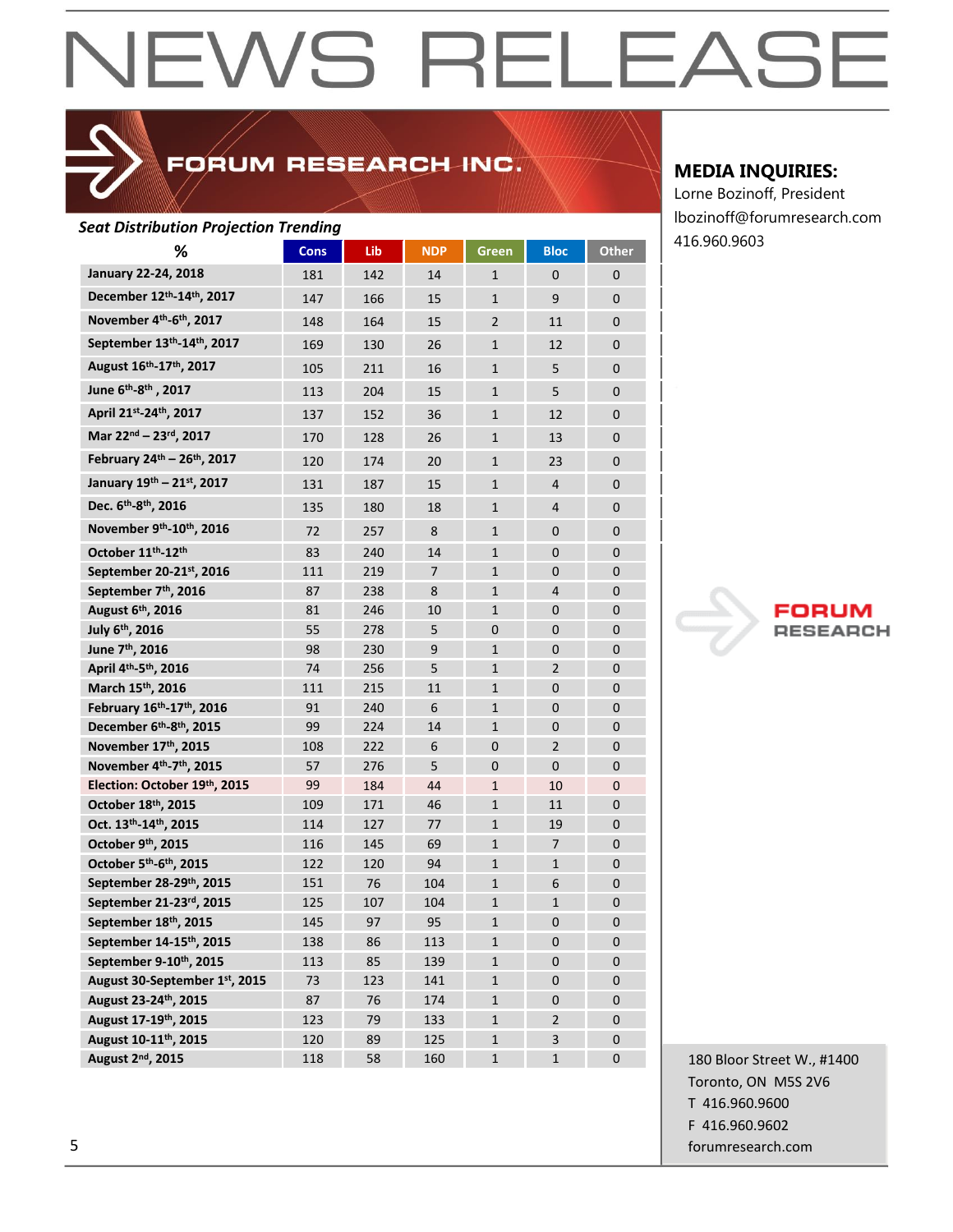# NEWS RELEASE

**FORUM RESEARCH INC.**

### MEDIA INQUIRIES:

Lorne Bozinoff, President
lbozinoff@forumresearch.com
416.960.9603

***Seat Distribution Projection Trending***

| % | Cons | Lib | NDP | Green | Bloc | Other |
|---|---|---|---|---|---|---|
| January 22-24, 2018 | 181 | 142 | 14 | 1 | 0 | 0 |
| December 12th-14th, 2017 | 147 | 166 | 15 | 1 | 9 | 0 |
| November 4th-6th, 2017 | 148 | 164 | 15 | 2 | 11 | 0 |
| September 13th-14th, 2017 | 169 | 130 | 26 | 1 | 12 | 0 |
| August 16th-17th, 2017 | 105 | 211 | 16 | 1 | 5 | 0 |
| June 6th-8th , 2017 | 113 | 204 | 15 | 1 | 5 | 0 |
| April 21st-24th, 2017 | 137 | 152 | 36 | 1 | 12 | 0 |
| Mar 22nd – 23rd, 2017 | 170 | 128 | 26 | 1 | 13 | 0 |
| February 24th – 26th, 2017 | 120 | 174 | 20 | 1 | 23 | 0 |
| January 19th – 21st, 2017 | 131 | 187 | 15 | 1 | 4 | 0 |
| Dec. 6th-8th, 2016 | 135 | 180 | 18 | 1 | 4 | 0 |
| November 9th-10th, 2016 | 72 | 257 | 8 | 1 | 0 | 0 |
| October 11th-12th | 83 | 240 | 14 | 1 | 0 | 0 |
| September 20-21st, 2016 | 111 | 219 | 7 | 1 | 0 | 0 |
| September 7th, 2016 | 87 | 238 | 8 | 1 | 4 | 0 |
| August 6th, 2016 | 81 | 246 | 10 | 1 | 0 | 0 |
| July 6th, 2016 | 55 | 278 | 5 | 0 | 0 | 0 |
| June 7th, 2016 | 98 | 230 | 9 | 1 | 0 | 0 |
| April 4th-5th, 2016 | 74 | 256 | 5 | 1 | 2 | 0 |
| March 15th, 2016 | 111 | 215 | 11 | 1 | 0 | 0 |
| February 16th-17th, 2016 | 91 | 240 | 6 | 1 | 0 | 0 |
| December 6th-8th, 2015 | 99 | 224 | 14 | 1 | 0 | 0 |
| November 17th, 2015 | 108 | 222 | 6 | 0 | 2 | 0 |
| November 4th-7th, 2015 | 57 | 276 | 5 | 0 | 0 | 0 |
| Election: October 19th, 2015 | 99 | 184 | 44 | 1 | 10 | 0 |
| October 18th, 2015 | 109 | 171 | 46 | 1 | 11 | 0 |
| Oct. 13th-14th, 2015 | 114 | 127 | 77 | 1 | 19 | 0 |
| October 9th, 2015 | 116 | 145 | 69 | 1 | 7 | 0 |
| October 5th-6th, 2015 | 122 | 120 | 94 | 1 | 1 | 0 |
| September 28-29th, 2015 | 151 | 76 | 104 | 1 | 6 | 0 |
| September 21-23rd, 2015 | 125 | 107 | 104 | 1 | 1 | 0 |
| September 18th, 2015 | 145 | 97 | 95 | 1 | 0 | 0 |
| September 14-15th, 2015 | 138 | 86 | 113 | 1 | 0 | 0 |
| September 9-10th, 2015 | 113 | 85 | 139 | 1 | 0 | 0 |
| August 30-September 1st, 2015 | 73 | 123 | 141 | 1 | 0 | 0 |
| August 23-24th, 2015 | 87 | 76 | 174 | 1 | 0 | 0 |
| August 17-19th, 2015 | 123 | 79 | 133 | 1 | 2 | 0 |
| August 10-11th, 2015 | 120 | 89 | 125 | 1 | 3 | 0 |
| August 2nd, 2015 | 118 | 58 | 160 | 1 | 1 | 0 |

FORUM RESEARCH

180 Bloor Street W., #1400
Toronto, ON M5S 2V6
T 416.960.9600
F 416.960.9602
forumresearch.com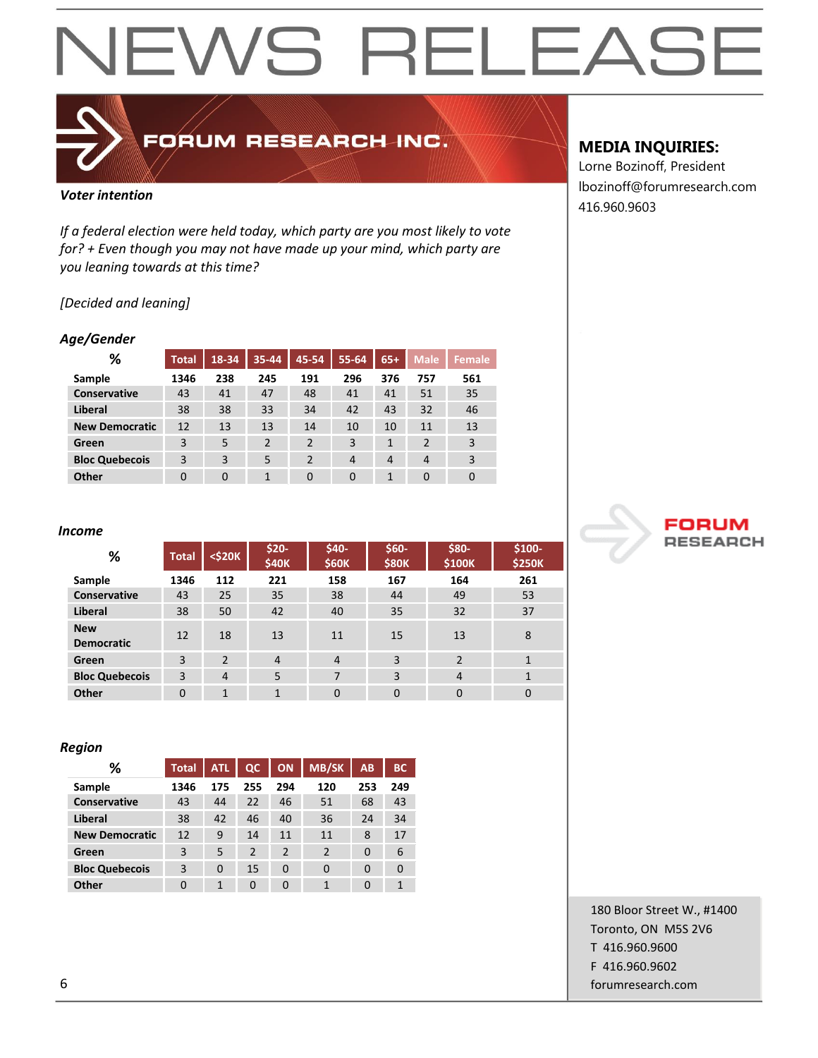# NEWS RELEASE

FORUM RESEARCH INC.

**MEDIA INQUIRIES:**
Lorne Bozinoff, President
lbozinoff@forumresearch.com
416.960.9603

***Voter intention***

*If a federal election were held today, which party are you most likely to vote for? + Even though you may not have made up your mind, which party are you leaning towards at this time?*

*[Decided and leaning]*

***Age/Gender***

| % | Total | 18-34 | 35-44 | 45-54 | 55-64 | 65+ | Male | Female |
|---|---|---|---|---|---|---|---|---|
| **Sample** | 1346 | 238 | 245 | 191 | 296 | 376 | 757 | 561 |
| **Conservative** | 43 | 41 | 47 | 48 | 41 | 41 | 51 | 35 |
| **Liberal** | 38 | 38 | 33 | 34 | 42 | 43 | 32 | 46 |
| **New Democratic** | 12 | 13 | 13 | 14 | 10 | 10 | 11 | 13 |
| **Green** | 3 | 5 | 2 | 2 | 3 | 1 | 2 | 3 |
| **Bloc Quebecois** | 3 | 3 | 5 | 2 | 4 | 4 | 4 | 3 |
| **Other** | 0 | 0 | 1 | 0 | 0 | 1 | 0 | 0 |

***Income***

| % | Total | <$20K | $20-$40K | $40-$60K | $60-$80K | $80-$100K | $100-$250K |
|---|---|---|---|---|---|---|---|
| **Sample** | 1346 | 112 | 221 | 158 | 167 | 164 | 261 |
| **Conservative** | 43 | 25 | 35 | 38 | 44 | 49 | 53 |
| **Liberal** | 38 | 50 | 42 | 40 | 35 | 32 | 37 |
| **New Democratic** | 12 | 18 | 13 | 11 | 15 | 13 | 8 |
| **Green** | 3 | 2 | 4 | 4 | 3 | 2 | 1 |
| **Bloc Quebecois** | 3 | 4 | 5 | 7 | 3 | 4 | 1 |
| **Other** | 0 | 1 | 1 | 0 | 0 | 0 | 0 |

***Region***

| % | Total | ATL | QC | ON | MB/SK | AB | BC |
|---|---|---|---|---|---|---|---|
| **Sample** | 1346 | 175 | 255 | 294 | 120 | 253 | 249 |
| **Conservative** | 43 | 44 | 22 | 46 | 51 | 68 | 43 |
| **Liberal** | 38 | 42 | 46 | 40 | 36 | 24 | 34 |
| **New Democratic** | 12 | 9 | 14 | 11 | 11 | 8 | 17 |
| **Green** | 3 | 5 | 2 | 2 | 2 | 0 | 6 |
| **Bloc Quebecois** | 3 | 0 | 15 | 0 | 0 | 0 | 0 |
| **Other** | 0 | 1 | 0 | 0 | 1 | 0 | 1 |

FORUM RESEARCH

180 Bloor Street W., #1400
Toronto, ON M5S 2V6
T 416.960.9600
F 416.960.9602
forumresearch.com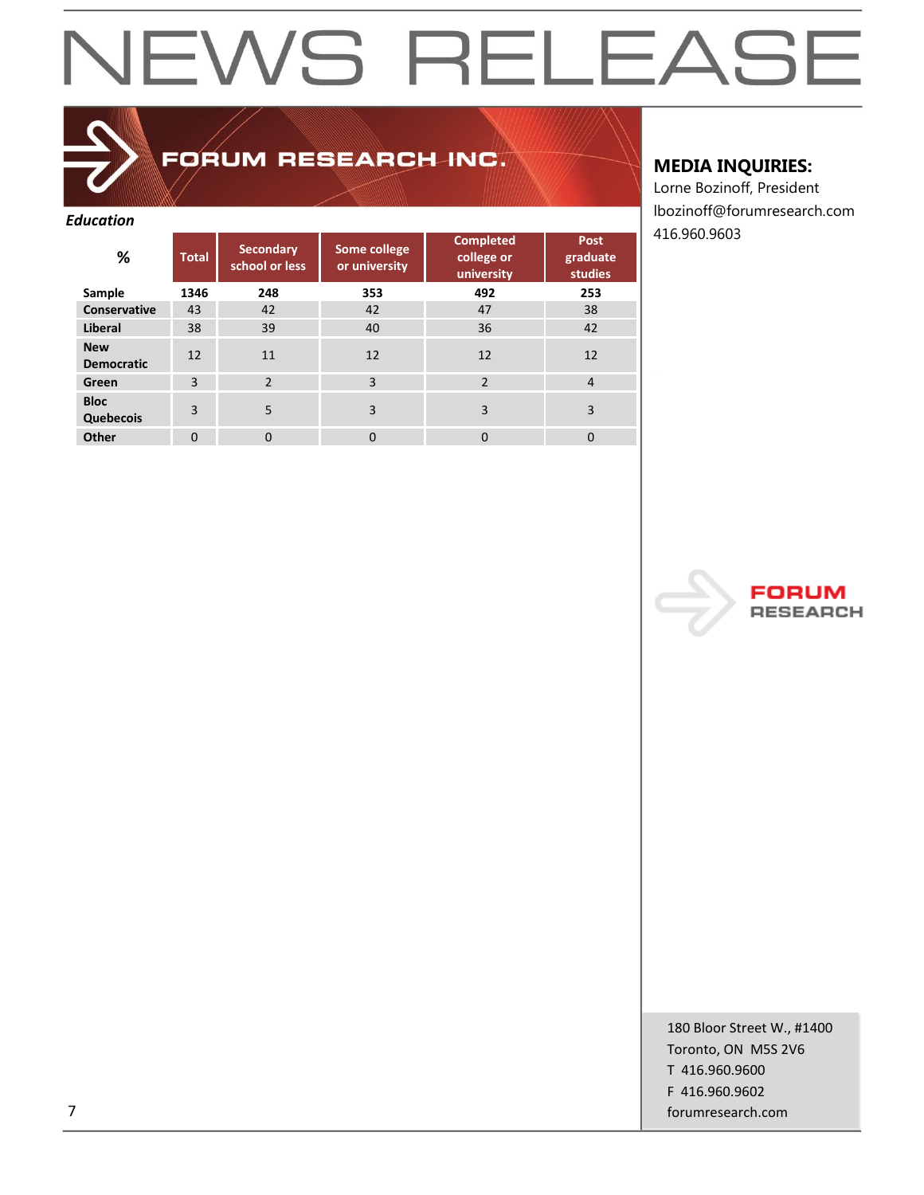# NEWS RELEASE

FORUM RESEARCH INC.

**MEDIA INQUIRIES:**
Lorne Bozinoff, President
lbozinoff@forumresearch.com
416.960.9603

***Education***

| % | Total | Secondary school or less | Some college or university | Completed college or university | Post graduate studies |
|---|---|---|---|---|---|
| **Sample** | **1346** | **248** | **353** | **492** | **253** |
| **Conservative** | 43 | 42 | 42 | 47 | 38 |
| **Liberal** | 38 | 39 | 40 | 36 | 42 |
| **New Democratic** | 12 | 11 | 12 | 12 | 12 |
| **Green** | 3 | 2 | 3 | 2 | 4 |
| **Bloc Quebecois** | 3 | 5 | 3 | 3 | 3 |
| **Other** | 0 | 0 | 0 | 0 | 0 |

FORUM RESEARCH

180 Bloor Street W., #1400
Toronto, ON M5S 2V6
T 416.960.9600
F 416.960.9602
forumresearch.com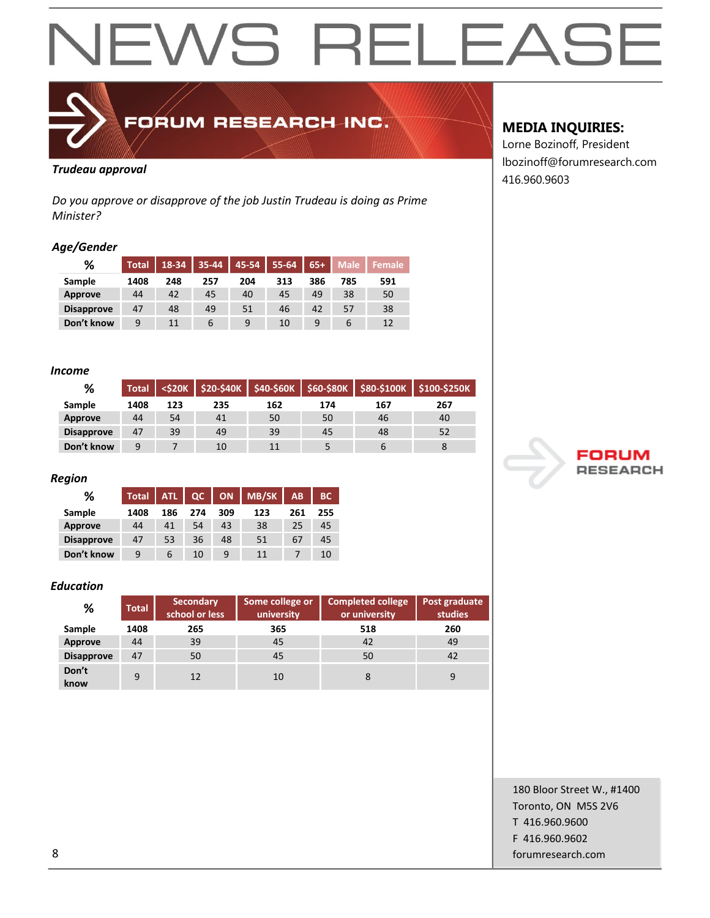# NEWS RELEASE

**FORUM RESEARCH INC.**

**MEDIA INQUIRIES:**
Lorne Bozinoff, President
lbozinoff@forumresearch.com
416.960.9603

***Trudeau approval***

*Do you approve or disapprove of the job Justin Trudeau is doing as Prime Minister?*

***Age/Gender***

| % | Total | 18-34 | 35-44 | 45-54 | 55-64 | 65+ | Male | Female |
|---|---|---|---|---|---|---|---|---|
| **Sample** | **1408** | **248** | **257** | **204** | **313** | **386** | **785** | **591** |
| **Approve** | 44 | 42 | 45 | 40 | 45 | 49 | 38 | 50 |
| **Disapprove** | 47 | 48 | 49 | 51 | 46 | 42 | 57 | 38 |
| **Don't know** | 9 | 11 | 6 | 9 | 10 | 9 | 6 | 12 |

***Income***

| % | Total | <$20K | $20-$40K | $40-$60K | $60-$80K | $80-$100K | $100-$250K |
|---|---|---|---|---|---|---|---|
| **Sample** | **1408** | **123** | **235** | **162** | **174** | **167** | **267** |
| **Approve** | 44 | 54 | 41 | 50 | 50 | 46 | 40 |
| **Disapprove** | 47 | 39 | 49 | 39 | 45 | 48 | 52 |
| **Don't know** | 9 | 7 | 10 | 11 | 5 | 6 | 8 |

***Region***

| % | Total | ATL | QC | ON | MB/SK | AB | BC |
|---|---|---|---|---|---|---|---|
| **Sample** | **1408** | **186** | **274** | **309** | **123** | **261** | **255** |
| **Approve** | 44 | 41 | 54 | 43 | 38 | 25 | 45 |
| **Disapprove** | 47 | 53 | 36 | 48 | 51 | 67 | 45 |
| **Don't know** | 9 | 6 | 10 | 9 | 11 | 7 | 10 |

***Education***

| % | Total | Secondary school or less | Some college or university | Completed college or university | Post graduate studies |
|---|---|---|---|---|---|
| **Sample** | **1408** | **265** | **365** | **518** | **260** |
| **Approve** | 44 | 39 | 45 | 42 | 49 |
| **Disapprove** | 47 | 50 | 45 | 50 | 42 |
| **Don't know** | 9 | 12 | 10 | 8 | 9 |

FORUM RESEARCH

180 Bloor Street W., #1400
Toronto, ON M5S 2V6
T 416.960.9600
F 416.960.9602
forumresearch.com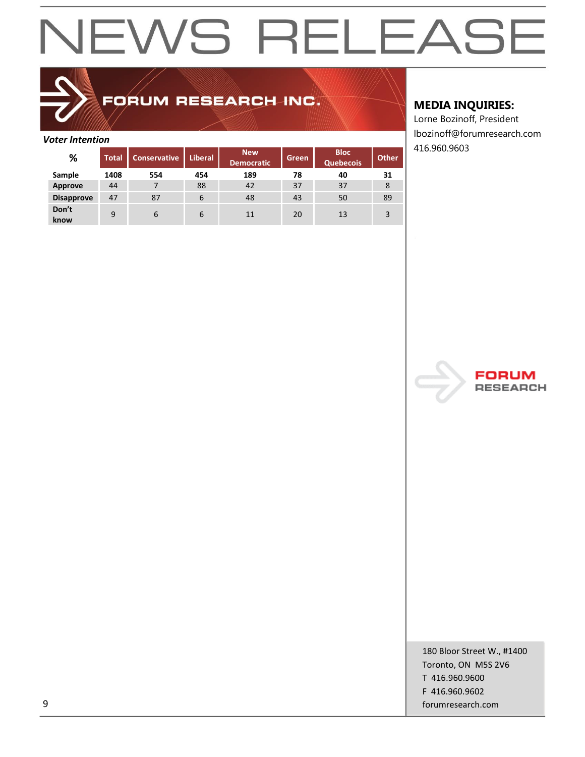# NEWS RELEASE

**FORUM RESEARCH INC.**

**MEDIA INQUIRIES:**
Lorne Bozinoff, President
lbozinoff@forumresearch.com
416.960.9603

***Voter Intention***

| % | Total | Conservative | Liberal | New Democratic | Green | Bloc Quebecois | Other |
|---|---|---|---|---|---|---|---|
| **Sample** | **1408** | **554** | **454** | **189** | **78** | **40** | **31** |
| **Approve** | 44 | 7 | 88 | 42 | 37 | 37 | 8 |
| **Disapprove** | 47 | 87 | 6 | 48 | 43 | 50 | 89 |
| **Don't know** | 9 | 6 | 6 | 11 | 20 | 13 | 3 |

FORUM RESEARCH

180 Bloor Street W., #1400
Toronto, ON M5S 2V6
T 416.960.9600
F 416.960.9602
forumresearch.com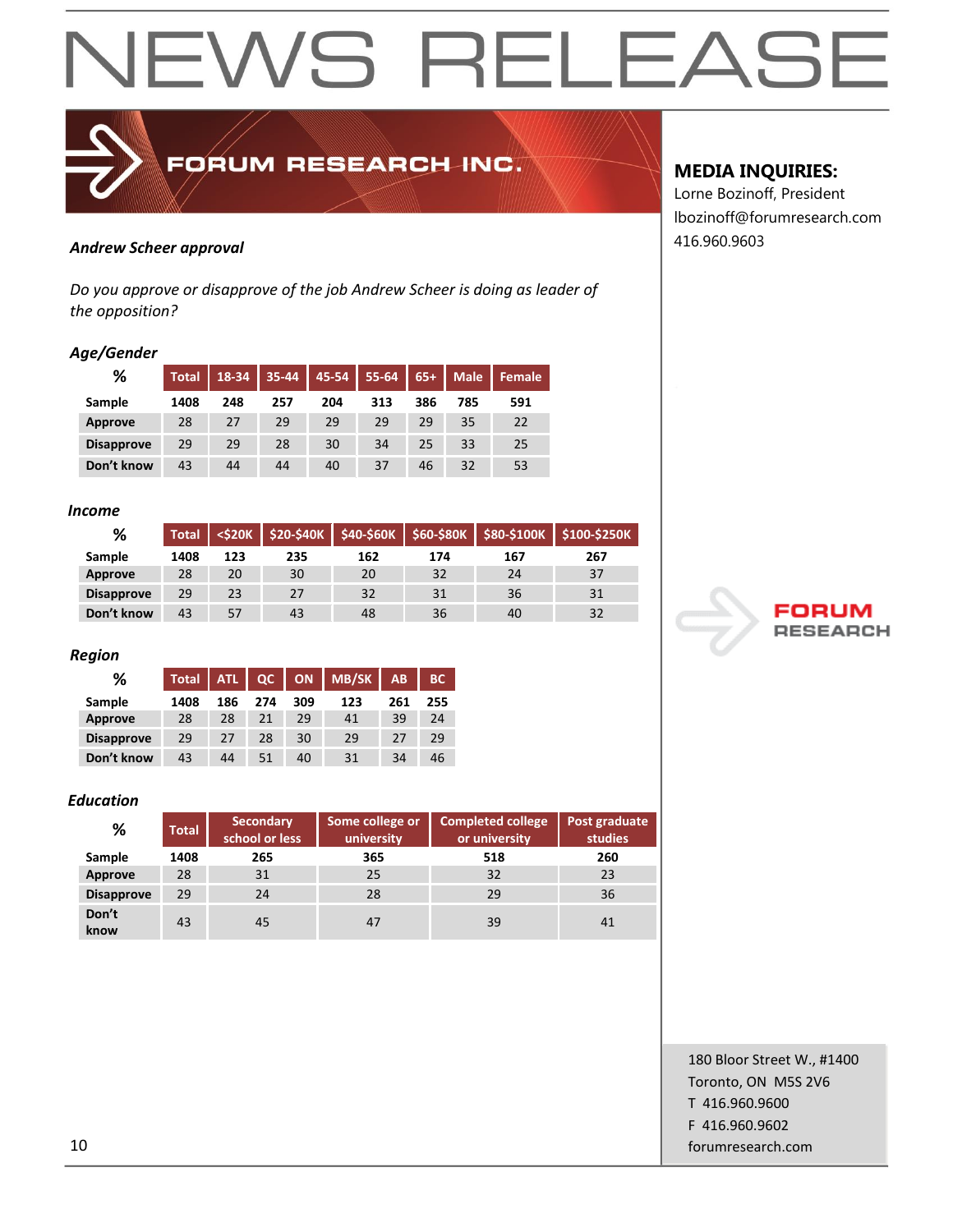# NEWS RELEASE

FORUM RESEARCH INC.

**MEDIA INQUIRIES:**
Lorne Bozinoff, President
lbozinoff@forumresearch.com
416.960.9603

***Andrew Scheer approval***

*Do you approve or disapprove of the job Andrew Scheer is doing as leader of the opposition?*

### *Age/Gender*

| % | Total | 18-34 | 35-44 | 45-54 | 55-64 | 65+ | Male | Female |
|---|---|---|---|---|---|---|---|---|
| Sample | 1408 | 248 | 257 | 204 | 313 | 386 | 785 | 591 |
| Approve | 28 | 27 | 29 | 29 | 29 | 29 | 35 | 22 |
| Disapprove | 29 | 29 | 28 | 30 | 34 | 25 | 33 | 25 |
| Don't know | 43 | 44 | 44 | 40 | 37 | 46 | 32 | 53 |

### *Income*

| % | Total | <$20K | $20-$40K | $40-$60K | $60-$80K | $80-$100K | $100-$250K |
|---|---|---|---|---|---|---|---|
| Sample | 1408 | 123 | 235 | 162 | 174 | 167 | 267 |
| Approve | 28 | 20 | 30 | 20 | 32 | 24 | 37 |
| Disapprove | 29 | 23 | 27 | 32 | 31 | 36 | 31 |
| Don't know | 43 | 57 | 43 | 48 | 36 | 40 | 32 |

### *Region*

| % | Total | ATL | QC | ON | MB/SK | AB | BC |
|---|---|---|---|---|---|---|---|
| Sample | 1408 | 186 | 274 | 309 | 123 | 261 | 255 |
| Approve | 28 | 28 | 21 | 29 | 41 | 39 | 24 |
| Disapprove | 29 | 27 | 28 | 30 | 29 | 27 | 29 |
| Don't know | 43 | 44 | 51 | 40 | 31 | 34 | 46 |

### *Education*

| % | Total | Secondary school or less | Some college or university | Completed college or university | Post graduate studies |
|---|---|---|---|---|---|
| Sample | 1408 | 265 | 365 | 518 | 260 |
| Approve | 28 | 31 | 25 | 32 | 23 |
| Disapprove | 29 | 24 | 28 | 29 | 36 |
| Don't know | 43 | 45 | 47 | 39 | 41 |

FORUM RESEARCH

180 Bloor Street W., #1400
Toronto, ON M5S 2V6
T 416.960.9600
F 416.960.9602
forumresearch.com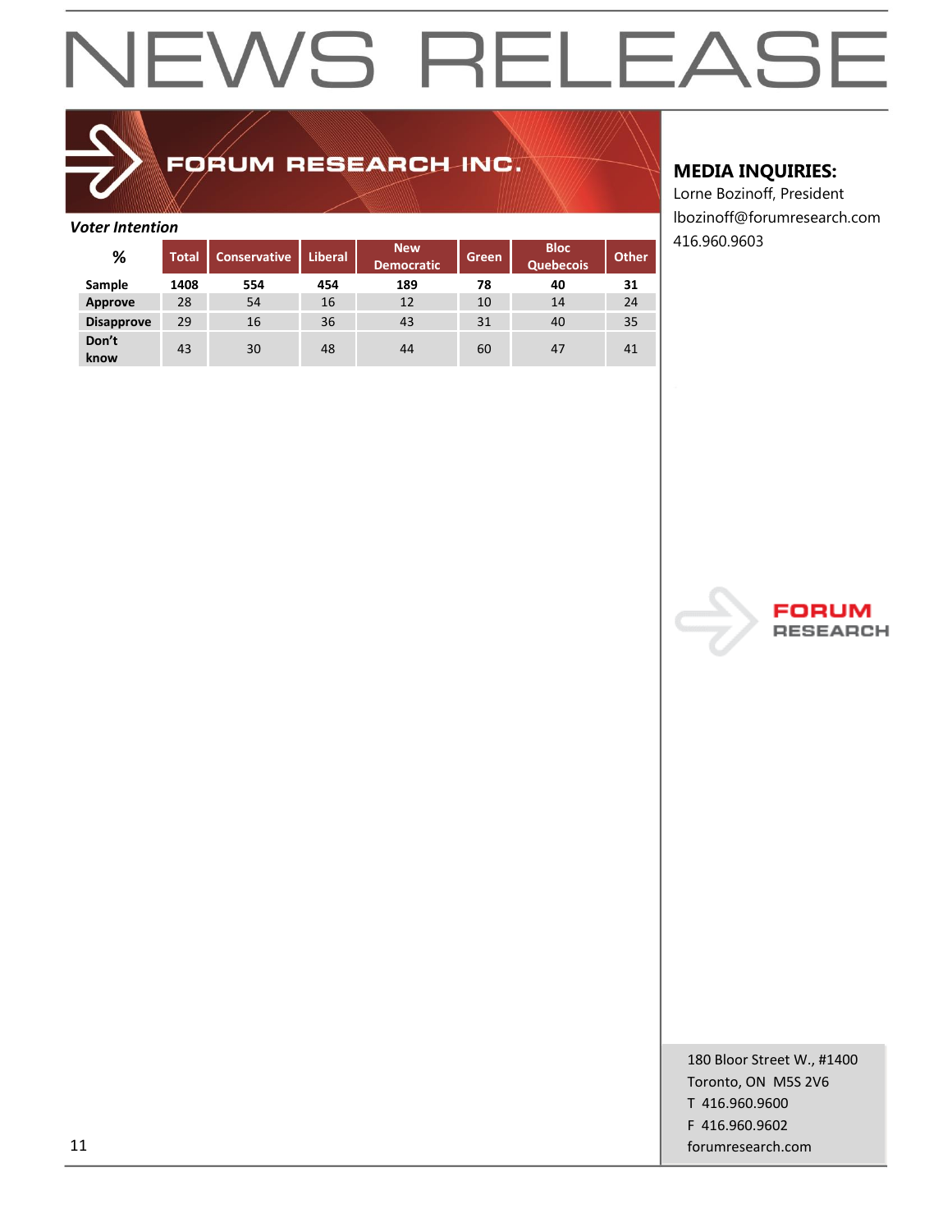# NEWS RELEASE

FORUM RESEARCH INC.

**MEDIA INQUIRIES:**
Lorne Bozinoff, President
lbozinoff@forumresearch.com
416.960.9603

***Voter Intention***

| % | Total | Conservative | Liberal | New Democratic | Green | Bloc Quebecois | Other |
|---|---|---|---|---|---|---|---|
| **Sample** | **1408** | **554** | **454** | **189** | **78** | **40** | **31** |
| **Approve** | 28 | 54 | 16 | 12 | 10 | 14 | 24 |
| **Disapprove** | 29 | 16 | 36 | 43 | 31 | 40 | 35 |
| **Don't know** | 43 | 30 | 48 | 44 | 60 | 47 | 41 |

FORUM RESEARCH

180 Bloor Street W., #1400
Toronto, ON M5S 2V6
T 416.960.9600
F 416.960.9602
forumresearch.com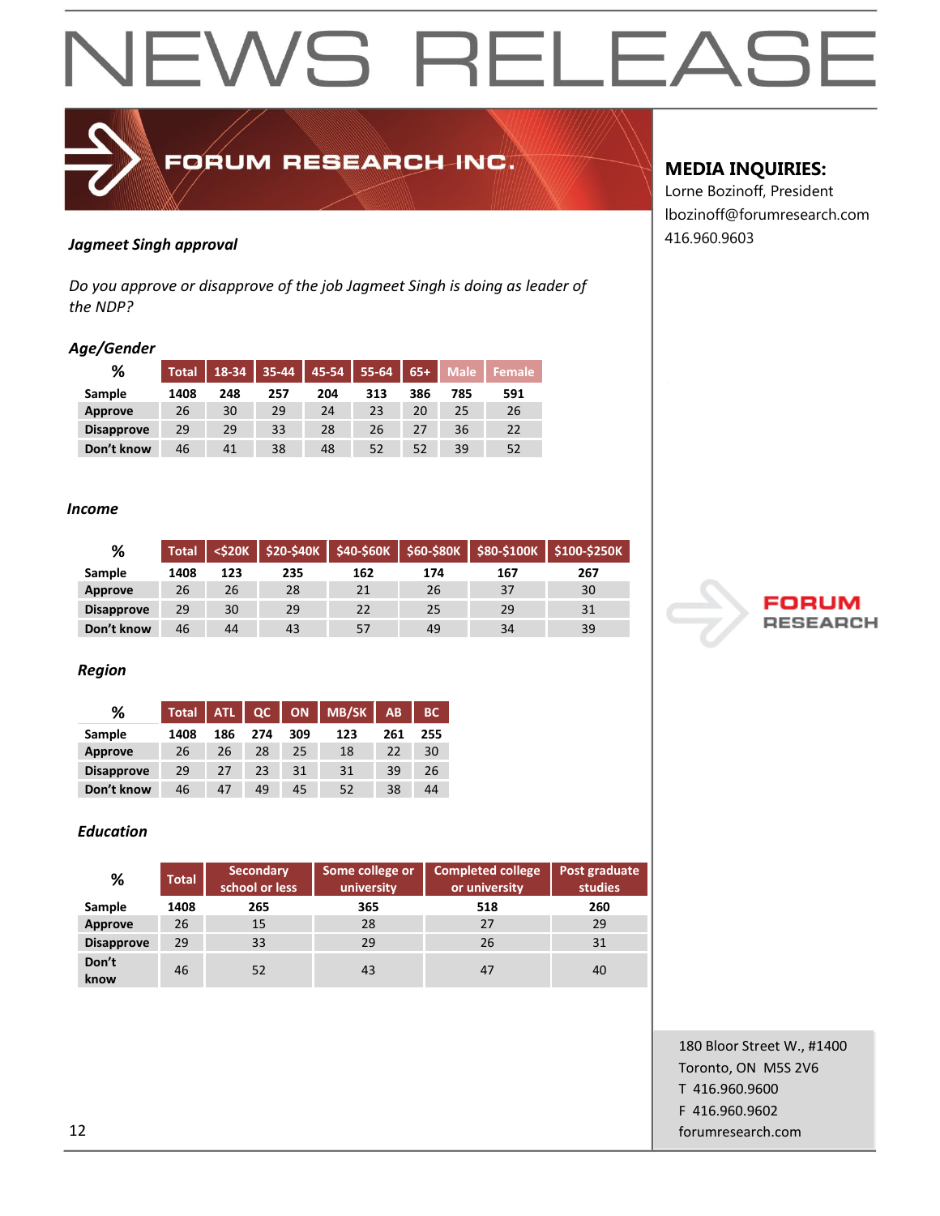# NEWS RELEASE

FORUM RESEARCH INC.

**MEDIA INQUIRIES:**
Lorne Bozinoff, President
lbozinoff@forumresearch.com
416.960.9603

***Jagmeet Singh approval***

*Do you approve or disapprove of the job Jagmeet Singh is doing as leader of the NDP?*

***Age/Gender***

| % | Total | 18-34 | 35-44 | 45-54 | 55-64 | 65+ | Male | Female |
|---|---|---|---|---|---|---|---|---|
| **Sample** | **1408** | **248** | **257** | **204** | **313** | **386** | **785** | **591** |
| **Approve** | 26 | 30 | 29 | 24 | 23 | 20 | 25 | 26 |
| **Disapprove** | 29 | 29 | 33 | 28 | 26 | 27 | 36 | 22 |
| **Don't know** | 46 | 41 | 38 | 48 | 52 | 52 | 39 | 52 |

***Income***

| % | Total | <$20K | $20-$40K | $40-$60K | $60-$80K | $80-$100K | $100-$250K |
|---|---|---|---|---|---|---|---|
| **Sample** | **1408** | **123** | **235** | **162** | **174** | **167** | **267** |
| **Approve** | 26 | 26 | 28 | 21 | 26 | 37 | 30 |
| **Disapprove** | 29 | 30 | 29 | 22 | 25 | 29 | 31 |
| **Don't know** | 46 | 44 | 43 | 57 | 49 | 34 | 39 |

***Region***

| % | Total | ATL | QC | ON | MB/SK | AB | BC |
|---|---|---|---|---|---|---|---|
| **Sample** | **1408** | **186** | **274** | **309** | **123** | **261** | **255** |
| **Approve** | 26 | 26 | 28 | 25 | 18 | 22 | 30 |
| **Disapprove** | 29 | 27 | 23 | 31 | 31 | 39 | 26 |
| **Don't know** | 46 | 47 | 49 | 45 | 52 | 38 | 44 |

***Education***

| % | Total | Secondary school or less | Some college or university | Completed college or university | Post graduate studies |
|---|---|---|---|---|---|
| **Sample** | **1408** | **265** | **365** | **518** | **260** |
| **Approve** | 26 | 15 | 28 | 27 | 29 |
| **Disapprove** | 29 | 33 | 29 | 26 | 31 |
| **Don't know** | 46 | 52 | 43 | 47 | 40 |

FORUM RESEARCH

180 Bloor Street W., #1400
Toronto, ON M5S 2V6
T 416.960.9600
F 416.960.9602
forumresearch.com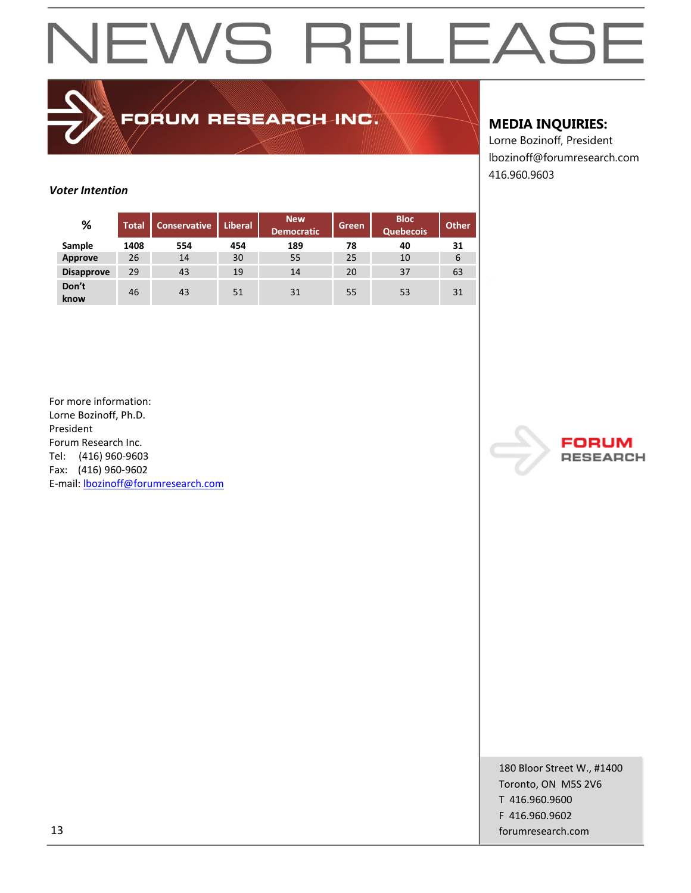# NEWS RELEASE

FORUM RESEARCH INC.

**MEDIA INQUIRIES:**
Lorne Bozinoff, President
lbozinoff@forumresearch.com
416.960.9603

***Voter Intention***

| % | Total | Conservative | Liberal | New Democratic | Green | Bloc Quebecois | Other |
|---|---|---|---|---|---|---|---|
| **Sample** | **1408** | **554** | **454** | **189** | **78** | **40** | **31** |
| **Approve** | 26 | 14 | 30 | 55 | 25 | 10 | 6 |
| **Disapprove** | 29 | 43 | 19 | 14 | 20 | 37 | 63 |
| **Don't know** | 46 | 43 | 51 | 31 | 55 | 53 | 31 |

For more information:
Lorne Bozinoff, Ph.D.
President
Forum Research Inc.
Tel: (416) 960-9603
Fax: (416) 960-9602
E-mail: lbozinoff@forumresearch.com

FORUM RESEARCH

180 Bloor Street W., #1400
Toronto, ON M5S 2V6
T 416.960.9600
F 416.960.9602
forumresearch.com